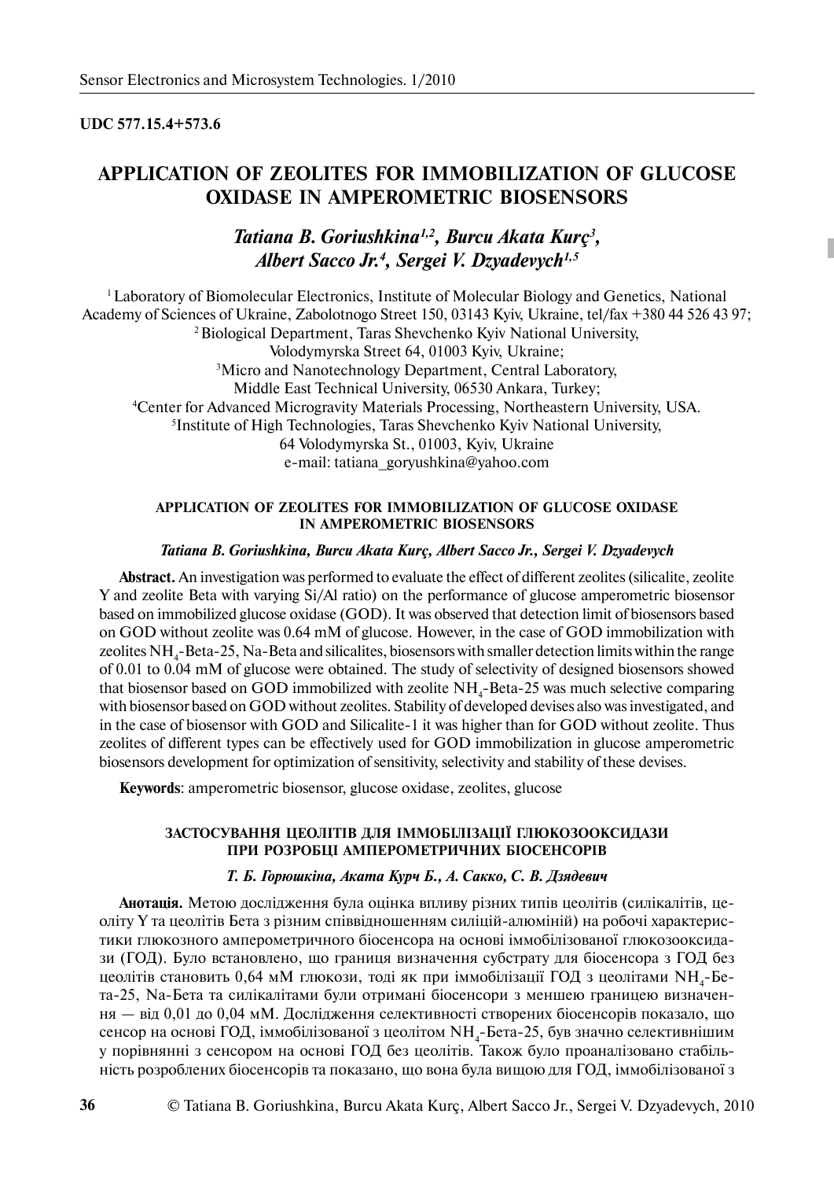**UDC 577.15.4+573.6**

# APPLICATION OF ZEOLITES FOR IMMOBILIZATION OF GLUCOSE OXIDASE IN AMPEROMETRIC BIOSENSORS

***Tatiana B. Goriushkina[1,2], Burcu Akata Kurç[3], Albert Sacco Jr.[4], Sergei V. Dzyadevych[1,5]***

[1] Laboratory of Biomolecular Electronics, Institute of Molecular Biology and Genetics, National Academy of Sciences of Ukraine, Zabolotnogo Street 150, 03143 Kyiv, Ukraine, tel/fax +380 44 526 43 97;
[2] Biological Department, Taras Shevchenko Kyiv National University, Volodymyrska Street 64, 01003 Kyiv, Ukraine;
[3] Micro and Nanotechnology Department, Central Laboratory, Middle East Technical University, 06530 Ankara, Turkey;
[4] Center for Advanced Microgravity Materials Processing, Northeastern University, USA.
[5] Institute of High Technologies, Taras Shevchenko Kyiv National University, 64 Volodymyrska St., 01003, Kyiv, Ukraine
e-mail: tatiana_goryushkina@yahoo.com

#### APPLICATION OF ZEOLITES FOR IMMOBILIZATION OF GLUCOSE OXIDASE IN AMPEROMETRIC BIOSENSORS

***Tatiana B. Goriushkina, Burcu Akata Kurç, Albert Sacco Jr., Sergei V. Dzyadevych***

**Abstract.** An investigation was performed to evaluate the effect of different zeolites (silicalite, zeolite Y and zeolite Beta with varying Si/Al ratio) on the performance of glucose amperometric biosensor based on immobilized glucose oxidase (GOD). It was observed that detection limit of biosensors based on GOD without zeolite was 0.64 mM of glucose. However, in the case of GOD immobilization with zeolites $NH_4$-Beta-25, Na-Beta and silicalites, biosensors with smaller detection limits within the range of 0.01 to 0.04 mM of glucose were obtained. The study of selectivity of designed biosensors showed that biosensor based on GOD immobilized with zeolite $NH_4$-Beta-25 was much selective comparing with biosensor based on GOD without zeolites. Stability of developed devises also was investigated, and in the case of biosensor with GOD and Silicalite-1 it was higher than for GOD without zeolite. Thus zeolites of different types can be effectively used for GOD immobilization in glucose amperometric biosensors development for optimization of sensitivity, selectivity and stability of these devises.

**Keywords**: amperometric biosensor, glucose oxidase, zeolites, glucose

#### ЗАСТОСУВАННЯ ЦЕОЛІТІВ ДЛЯ ІММОБІЛІЗАЦІЇ ГЛЮКОЗООКСИДАЗИ ПРИ РОЗРОБЦІ АМПЕРОМЕТРИЧНИХ БІОСЕНСОРІВ

***Т. Б. Горюшкіна, Аката Курч Б., А. Сакко, С. В. Дзядевич***

**Анотація.** Метою дослідження була оцінка впливу різних типів цеолітів (силікалітів, цеоліту Y та цеолітів Бета з різним співвідношенням силіцій-алюміній) на робочі характеристики глюкозного амперометричного біосенсора на основі іммобілізованої глюкозооксидази (ГОД). Було встановлено, що границя визначення субстрату для біосенсора з ГОД без цеолітів становить 0,64 мМ глюкози, тоді як при іммобілізації ГОД з цеолітами $NH_4$-Бета-25, Na-Бета та силікалітами були отримані біосенсори з меншею границею визначення — від 0,01 до 0,04 мМ. Дослідження селективності створених біосенсорів показало, що сенсор на основі ГОД, іммобілізованої з цеолітом $NH_4$-Бета-25, був значно селективнішим у порівнянні з сенсором на основі ГОД без цеолітів. Також було проаналізовано стабільність розроблених біосенсорів та показано, що вона була вищою для ГОД, іммобілізованої з

© Tatiana B. Goriushkina, Burcu Akata Kurç, Albert Sacco Jr., Sergei V. Dzyadevych, 2010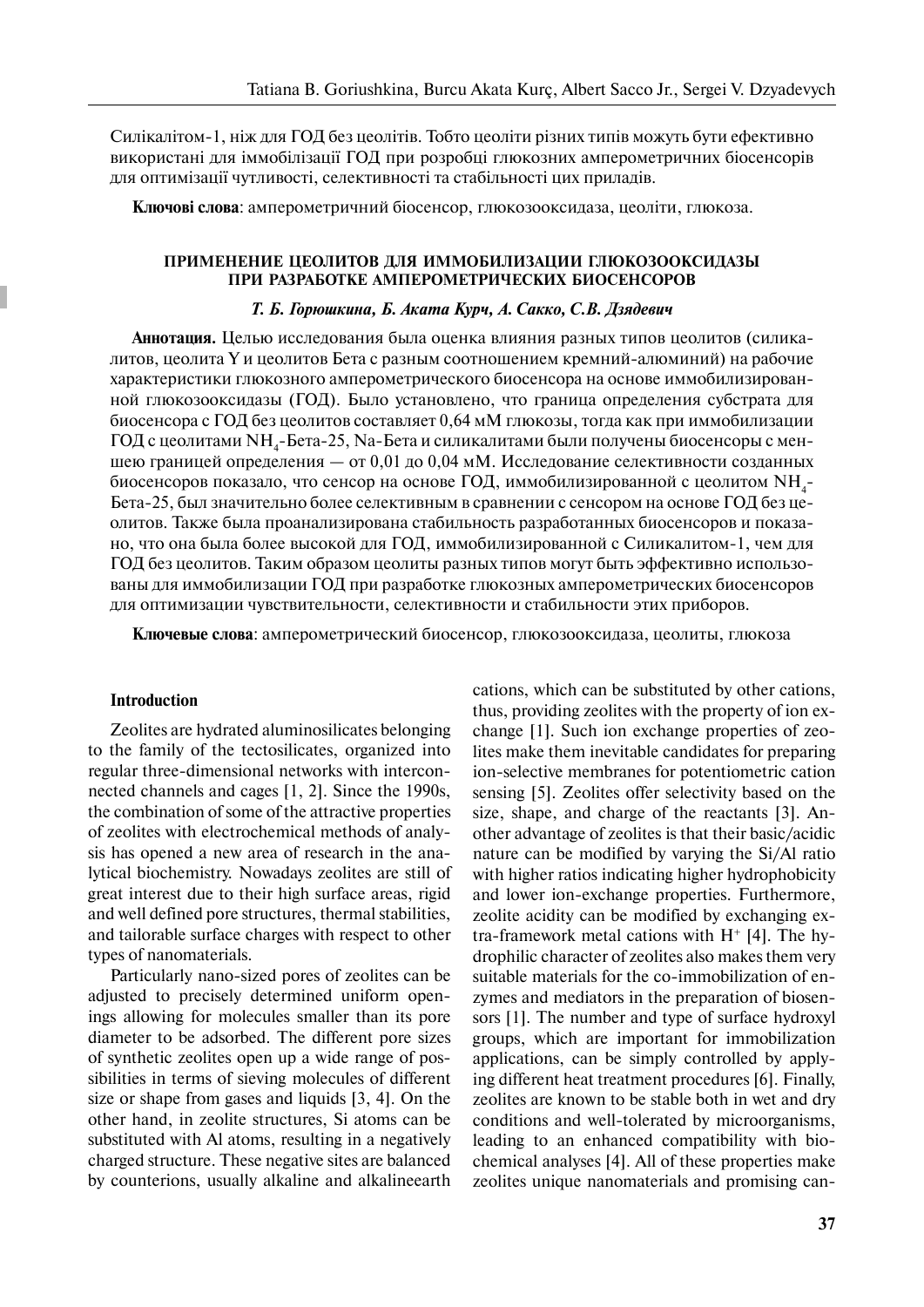Силікалітом-1, ніж для ГОД без цеолітів. Тобто цеоліти різних типів можуть бути ефективно використані для іммобілізації ГОД при розробці глюкозних амперометричних біосенсорів для оптимізації чутливості, селективності та стабільності цих приладів.

**Ключові слова**: амперометричний біосенсор, глюкозооксидаза, цеоліти, глюкоза.

### ПРИМЕНЕНИЕ ЦЕОЛИТОВ ДЛЯ ИММОБИЛИЗАЦИИ ГЛЮКОЗООКСИДАЗЫ ПРИ РАЗРАБОТКЕ АМПЕРОМЕТРИЧЕСКИХ БИОСЕНСОРОВ

***Т. Б. Горюшкина, Б. Аката Курч, А. Сакко, С.В. Дзядевич***

**Аннотация.** Целью исследования была оценка влияния разных типов цеолитов (силикалитов, цеолита Y и цеолитов Бета с разным соотношением кремний-алюминий) на рабочие характеристики глюкозного амперометрического биосенсора на основе иммобилизированной глюкозооксидазы (ГОД). Было установлено, что граница определения субстрата для биосенсора с ГОД без цеолитов составляет 0,64 мМ глюкозы, тогда как при иммобилизации ГОД с цеолитами $NH_4$-Бета-25, Na-Бета и силикалитами были получены биосенсоры с меньшею границей определения — от 0,01 до 0,04 мМ. Исследование селективности созданных биосенсоров показало, что сенсор на основе ГОД, иммобилизированной с цеолитом $NH_4$-Бета-25, был значительно более селективным в сравнении с сенсором на основе ГОД без цеолитов. Также была проанализирована стабильность разработанных биосенсоров и показано, что она была более высокой для ГОД, иммобилизированной с Силикалитом-1, чем для ГОД без цеолитов. Таким образом цеолиты разных типов могут быть эффективно использованы для иммобилизации ГОД при разработке глюкозных амперометрических биосенсоров для оптимизации чувствительности, селективности и стабильности этих приборов.

**Ключевые слова**: амперометрический биосенсор, глюкозооксидаза, цеолиты, глюкоза

## Introduction

Zeolites are hydrated aluminosilicates belonging to the family of the tectosilicates, organized into regular three-dimensional networks with interconnected channels and cages [1, 2]. Since the 1990s, the combination of some of the attractive properties of zeolites with electrochemical methods of analysis has opened a new area of research in the analytical biochemistry. Nowadays zeolites are still of great interest due to their high surface areas, rigid and well defined pore structures, thermal stabilities, and tailorable surface charges with respect to other types of nanomaterials.

Particularly nano-sized pores of zeolites can be adjusted to precisely determined uniform openings allowing for molecules smaller than its pore diameter to be adsorbed. The different pore sizes of synthetic zeolites open up a wide range of possibilities in terms of sieving molecules of different size or shape from gases and liquids [3, 4]. On the other hand, in zeolite structures, Si atoms can be substituted with Al atoms, resulting in a negatively charged structure. These negative sites are balanced by counterions, usually alkaline and alkalineearth cations, which can be substituted by other cations, thus, providing zeolites with the property of ion exchange [1]. Such ion exchange properties of zeolites make them inevitable candidates for preparing ion-selective membranes for potentiometric cation sensing [5]. Zeolites offer selectivity based on the size, shape, and charge of the reactants [3]. Another advantage of zeolites is that their basic/acidic nature can be modified by varying the Si/Al ratio with higher ratios indicating higher hydrophobicity and lower ion-exchange properties. Furthermore, zeolite acidity can be modified by exchanging extra-framework metal cations with $H^+$ [4]. The hydrophilic character of zeolites also makes them very suitable materials for the co-immobilization of enzymes and mediators in the preparation of biosensors [1]. The number and type of surface hydroxyl groups, which are important for immobilization applications, can be simply controlled by applying different heat treatment procedures [6]. Finally, zeolites are known to be stable both in wet and dry conditions and well-tolerated by microorganisms, leading to an enhanced compatibility with biochemical analyses [4]. All of these properties make zeolites unique nanomaterials and promising can-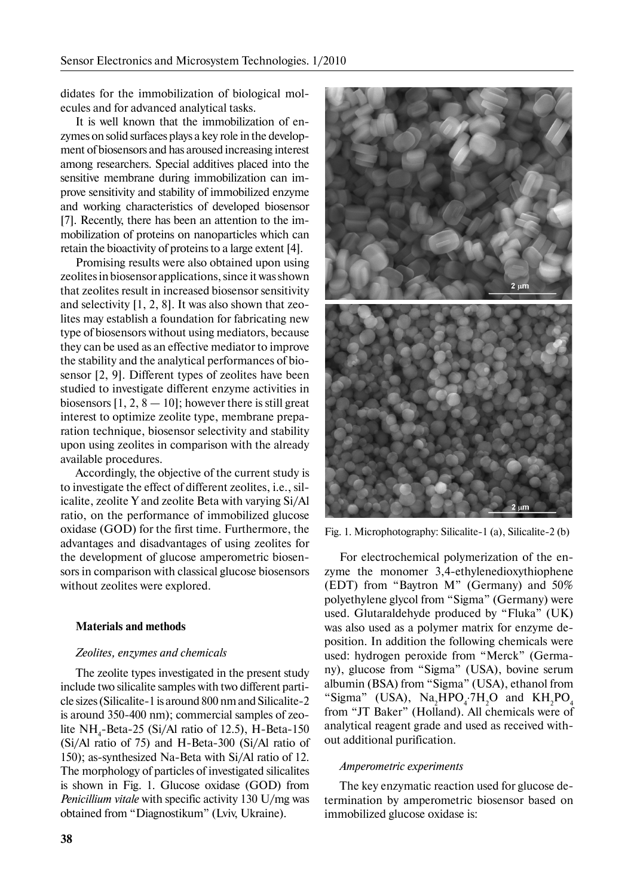didates for the immobilization of biological molecules and for advanced analytical tasks.

It is well known that the immobilization of enzymes on solid surfaces plays a key role in the development of biosensors and has aroused increasing interest among researchers. Special additives placed into the sensitive membrane during immobilization can improve sensitivity and stability of immobilized enzyme and working characteristics of developed biosensor [7]. Recently, there has been an attention to the immobilization of proteins on nanoparticles which can retain the bioactivity of proteins to a large extent [4].

Promising results were also obtained upon using zeolites in biosensor applications, since it was shown that zeolites result in increased biosensor sensitivity and selectivity [1, 2, 8]. It was also shown that zeolites may establish a foundation for fabricating new type of biosensors without using mediators, because they can be used as an effective mediator to improve the stability and the analytical performances of biosensor [2, 9]. Different types of zeolites have been studied to investigate different enzyme activities in biosensors [1, 2, 8 — 10]; however there is still great interest to optimize zeolite type, membrane preparation technique, biosensor selectivity and stability upon using zeolites in comparison with the already available procedures.

Accordingly, the objective of the current study is to investigate the effect of different zeolites, i.e., silicalite, zeolite Y and zeolite Beta with varying Si/Al ratio, on the performance of immobilized glucose oxidase (GOD) for the first time. Furthermore, the advantages and disadvantages of using zeolites for the development of glucose amperometric biosensors in comparison with classical glucose biosensors without zeolites were explored.

**Materials and methods**

*Zeolites, enzymes and chemicals*

The zeolite types investigated in the present study include two silicalite samples with two different particle sizes (Silicalite-1 is around 800 nm and Silicalite-2 is around 350-400 nm); commercial samples of zeolite $NH_4$-Beta-25 (Si/Al ratio of 12.5), H-Beta-150 (Si/Al ratio of 75) and H-Beta-300 (Si/Al ratio of 150); as-synthesized Na-Beta with Si/Al ratio of 12. The morphology of particles of investigated silicalites is shown in Fig. 1. Glucose oxidase (GOD) from *Penicillium vitale* with specific activity 130 U/mg was obtained from "Diagnostikum" (Lviv, Ukraine).

Fig. 1. Microphotography: Silicalite-1 (a), Silicalite-2 (b)

For electrochemical polymerization of the enzyme the monomer 3,4-ethylenedioxythiophene (EDT) from "Baytron M" (Germany) and 50% polyethylene glycol from "Sigma" (Germany) were used. Glutaraldehyde produced by "Fluka" (UK) was also used as a polymer matrix for enzyme deposition. In addition the following chemicals were used: hydrogen peroxide from "Merck" (Germany), glucose from "Sigma" (USA), bovine serum albumin (BSA) from "Sigma" (USA), ethanol from "Sigma" (USA), $Na_2HPO_4 \cdot 7H_2O$ and $KH_2PO_4$ from "JT Baker" (Holland). All chemicals were of analytical reagent grade and used as received without additional purification.

*Amperometric experiments*

The key enzymatic reaction used for glucose determination by amperometric biosensor based on immobilized glucose oxidase is: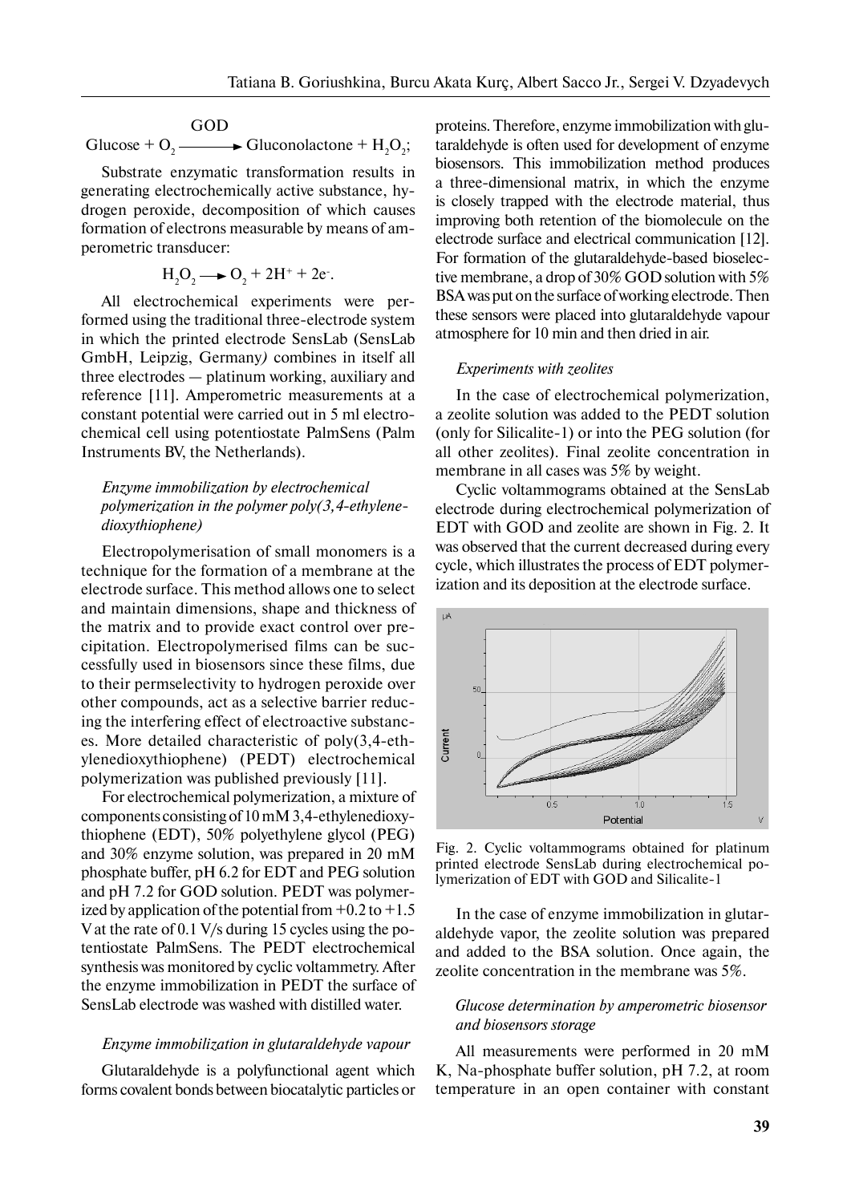$$\text{Glucose} + O_2 \xrightarrow{\text{GOD}} \text{Gluconolactone} + H_2O_2;$$

Substrate enzymatic transformation results in generating electrochemically active substance, hydrogen peroxide, decomposition of which causes formation of electrons measurable by means of amperometric transducer:

$$H_2O_2 \rightarrow O_2 + 2H^+ + 2e^-.$$

All electrochemical experiments were performed using the traditional three-electrode system in which the printed electrode SensLab (SensLab GmbH, Leipzig, Germany) combines in itself all three electrodes — platinum working, auxiliary and reference [11]. Amperometric measurements at a constant potential were carried out in 5 ml electrochemical cell using potentiostate PalmSens (Palm Instruments BV, the Netherlands).

### *Enzyme immobilization by electrochemical polymerization in the polymer poly(3,4-ethylenedioxythiophene)*

Electropolymerisation of small monomers is a technique for the formation of a membrane at the electrode surface. This method allows one to select and maintain dimensions, shape and thickness of the matrix and to provide exact control over precipitation. Electropolymerised films can be successfully used in biosensors since these films, due to their permselectivity to hydrogen peroxide over other compounds, act as a selective barrier reducing the interfering effect of electroactive substances. More detailed characteristic of poly(3,4-ethylenedioxythiophene) (PEDT) electrochemical polymerization was published previously [11].

For electrochemical polymerization, a mixture of components consisting of 10 mM 3,4-ethylenedioxythiophene (EDT), 50% polyethylene glycol (PEG) and 30% enzyme solution, was prepared in 20 mM phosphate buffer, pH 6.2 for EDT and PEG solution and pH 7.2 for GOD solution. PEDT was polymerized by application of the potential from +0.2 to +1.5 V at the rate of 0.1 V/s during 15 cycles using the potentiostate PalmSens. The PEDT electrochemical synthesis was monitored by cyclic voltammetry. After the enzyme immobilization in PEDT the surface of SensLab electrode was washed with distilled water.

### *Enzyme immobilization in glutaraldehyde vapour*

Glutaraldehyde is a polyfunctional agent which forms covalent bonds between biocatalytic particles or proteins. Therefore, enzyme immobilization with glutaraldehyde is often used for development of enzyme biosensors. This immobilization method produces a three-dimensional matrix, in which the enzyme is closely trapped with the electrode material, thus improving both retention of the biomolecule on the electrode surface and electrical communication [12]. For formation of the glutaraldehyde-based bioselective membrane, a drop of 30% GOD solution with 5% BSA was put on the surface of working electrode. Then these sensors were placed into glutaraldehyde vapour atmosphere for 10 min and then dried in air.

### *Experiments with zeolites*

In the case of electrochemical polymerization, a zeolite solution was added to the PEDT solution (only for Silicalite-1) or into the PEG solution (for all other zeolites). Final zeolite concentration in membrane in all cases was 5% by weight.

Cyclic voltammograms obtained at the SensLab electrode during electrochemical polymerization of EDT with GOD and zeolite are shown in Fig. 2. It was observed that the current decreased during every cycle, which illustrates the process of EDT polymerization and its deposition at the electrode surface.

Fig. 2. Cyclic voltammograms obtained for platinum printed electrode SensLab during electrochemical polymerization of EDT with GOD and Silicalite-1

In the case of enzyme immobilization in glutaraldehyde vapor, the zeolite solution was prepared and added to the BSA solution. Once again, the zeolite concentration in the membrane was 5%.

### *Glucose determination by amperometric biosensor and biosensors storage*

All measurements were performed in 20 mM K, Na-phosphate buffer solution, pH 7.2, at room temperature in an open container with constant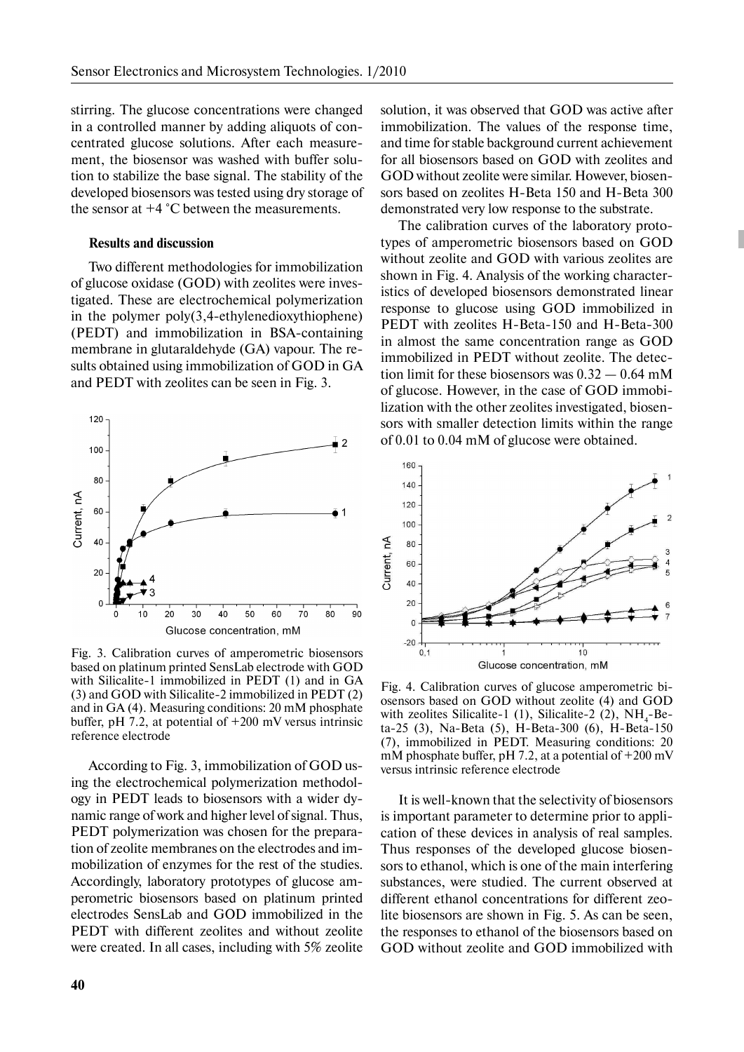stirring. The glucose concentrations were changed in a controlled manner by adding aliquots of concentrated glucose solutions. After each measurement, the biosensor was washed with buffer solution to stabilize the base signal. The stability of the developed biosensors was tested using dry storage of the sensor at +4 °C between the measurements.

## Results and discussion

Two different methodologies for immobilization of glucose oxidase (GOD) with zeolites were investigated. These are electrochemical polymerization in the polymer poly(3,4-ethylenedioxythiophene) (PEDT) and immobilization in BSA-containing membrane in glutaraldehyde (GA) vapour. The results obtained using immobilization of GOD in GA and PEDT with zeolites can be seen in Fig. 3.

Fig. 3. Calibration curves of amperometric biosensors based on platinum printed SensLab electrode with GOD with Silicalite-1 immobilized in PEDT (1) and in GA (3) and GOD with Silicalite-2 immobilized in PEDT (2) and in GA (4). Measuring conditions: 20 mM phosphate buffer, pH 7.2, at potential of +200 mV versus intrinsic reference electrode

According to Fig. 3, immobilization of GOD using the electrochemical polymerization methodology in PEDT leads to biosensors with a wider dynamic range of work and higher level of signal. Thus, PEDT polymerization was chosen for the preparation of zeolite membranes on the electrodes and immobilization of enzymes for the rest of the studies. Accordingly, laboratory prototypes of glucose amperometric biosensors based on platinum printed electrodes SensLab and GOD immobilized in the PEDT with different zeolites and without zeolite were created. In all cases, including with 5% zeolite solution, it was observed that GOD was active after immobilization. The values of the response time, and time for stable background current achievement for all biosensors based on GOD with zeolites and GOD without zeolite were similar. However, biosensors based on zeolites H-Beta 150 and H-Beta 300 demonstrated very low response to the substrate.

The calibration curves of the laboratory prototypes of amperometric biosensors based on GOD without zeolite and GOD with various zeolites are shown in Fig. 4. Analysis of the working characteristics of developed biosensors demonstrated linear response to glucose using GOD immobilized in PEDT with zeolites H-Beta-150 and H-Beta-300 in almost the same concentration range as GOD immobilized in PEDT without zeolite. The detection limit for these biosensors was 0.32 — 0.64 mM of glucose. However, in the case of GOD immobilization with the other zeolites investigated, biosensors with smaller detection limits within the range of 0.01 to 0.04 mM of glucose were obtained.

Fig. 4. Calibration curves of glucose amperometric biosensors based on GOD without zeolite (4) and GOD with zeolites Silicalite-1 (1), Silicalite-2 (2), $NH_4$-Beta-25 (3), Na-Beta (5), H-Beta-300 (6), H-Beta-150 (7), immobilized in PEDT. Measuring conditions: 20 mM phosphate buffer, pH 7.2, at a potential of +200 mV versus intrinsic reference electrode

It is well-known that the selectivity of biosensors is important parameter to determine prior to application of these devices in analysis of real samples. Thus responses of the developed glucose biosensors to ethanol, which is one of the main interfering substances, were studied. The current observed at different ethanol concentrations for different zeolite biosensors are shown in Fig. 5. As can be seen, the responses to ethanol of the biosensors based on GOD without zeolite and GOD immobilized with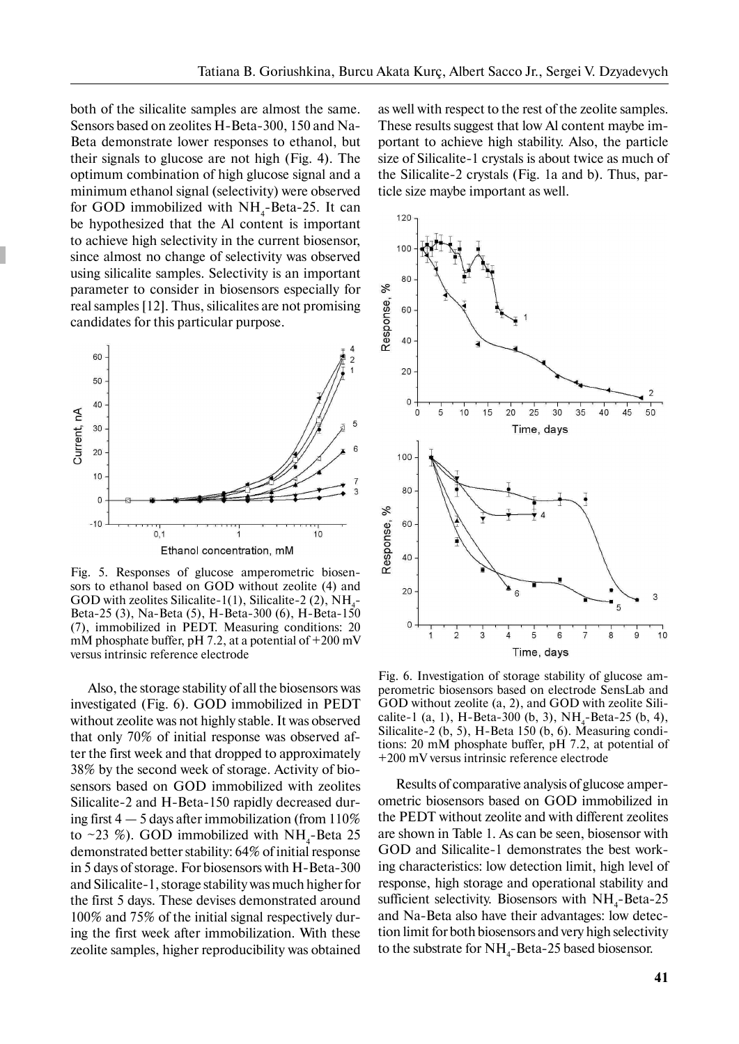both of the silicalite samples are almost the same. Sensors based on zeolites H-Beta-300, 150 and Na-Beta demonstrate lower responses to ethanol, but their signals to glucose are not high (Fig. 4). The optimum combination of high glucose signal and a minimum ethanol signal (selectivity) were observed for GOD immobilized with $NH_4$-Beta-25. It can be hypothesized that the Al content is important to achieve high selectivity in the current biosensor, since almost no change of selectivity was observed using silicalite samples. Selectivity is an important parameter to consider in biosensors especially for real samples [12]. Thus, silicalites are not promising candidates for this particular purpose.

Fig. 5. Responses of glucose amperometric biosensors to ethanol based on GOD without zeolite (4) and GOD with zeolites Silicalite-1(1), Silicalite-2 (2), $NH_4$-Beta-25 (3), Na-Beta (5), H-Beta-300 (6), H-Beta-150 (7), immobilized in PEDT. Measuring conditions: 20 mM phosphate buffer, pH 7.2, at a potential of +200 mV versus intrinsic reference electrode

Also, the storage stability of all the biosensors was investigated (Fig. 6). GOD immobilized in PEDT without zeolite was not highly stable. It was observed that only 70% of initial response was observed after the first week and that dropped to approximately 38% by the second week of storage. Activity of biosensors based on GOD immobilized with zeolites Silicalite-2 and H-Beta-150 rapidly decreased during first 4 — 5 days after immobilization (from 110% to ~23 %). GOD immobilized with $NH_4$-Beta 25 demonstrated better stability: 64% of initial response in 5 days of storage. For biosensors with H-Beta-300 and Silicalite-1, storage stability was much higher for the first 5 days. These devises demonstrated around 100% and 75% of the initial signal respectively during the first week after immobilization. With these zeolite samples, higher reproducibility was obtained as well with respect to the rest of the zeolite samples. These results suggest that low Al content maybe important to achieve high stability. Also, the particle size of Silicalite-1 crystals is about twice as much of the Silicalite-2 crystals (Fig. 1a and b). Thus, particle size maybe important as well.

Fig. 6. Investigation of storage stability of glucose amperometric biosensors based on electrode SensLab and GOD without zeolite (a, 2), and GOD with zeolite Silicalite-1 (a, 1), H-Beta-300 (b, 3), $NH_4$-Beta-25 (b, 4), Silicalite-2 (b, 5), H-Beta 150 (b, 6). Measuring conditions: 20 mM phosphate buffer, pH 7.2, at potential of +200 mV versus intrinsic reference electrode

Results of comparative analysis of glucose amperometric biosensors based on GOD immobilized in the PEDT without zeolite and with different zeolites are shown in Table 1. As can be seen, biosensor with GOD and Silicalite-1 demonstrates the best working characteristics: low detection limit, high level of response, high storage and operational stability and sufficient selectivity. Biosensors with $NH_4$-Beta-25 and Na-Beta also have their advantages: low detection limit for both biosensors and very high selectivity to the substrate for $NH_4$-Beta-25 based biosensor.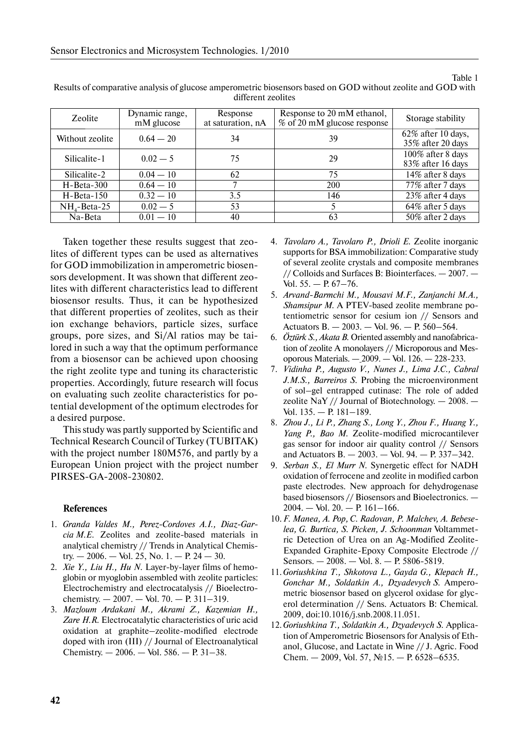Table 1

Results of comparative analysis of glucose amperometric biosensors based on GOD without zeolite and GOD with different zeolites

| Zeolite | Dynamic range, mM glucose | Response at saturation, nA | Response to 20 mM ethanol, % of 20 mM glucose response | Storage stability |
|---|---|---|---|---|
| Without zeolite | 0.64 — 20 | 34 | 39 | 62% after 10 days, 35% after 20 days |
| Silicalite-1 | 0.02 — 5 | 75 | 29 | 100% after 8 days 83% after 16 days |
| Silicalite-2 | 0.04 — 10 | 62 | 75 | 14% after 8 days |
| H-Beta-300 | 0.64 — 10 | 7 | 200 | 77% after 7 days |
| H-Beta-150 | 0.32 — 10 | 3.5 | 146 | 23% after 4 days |
| $NH_4$-Beta-25 | 0.02 — 5 | 53 | 5 | 64% after 5 days |
| Na-Beta | 0.01 — 10 | 40 | 63 | 50% after 2 days |

Taken together these results suggest that zeolites of different types can be used as alternatives for GOD immobilization in amperometric biosensors development. It was shown that different zeolites with different characteristics lead to different biosensor results. Thus, it can be hypothesized that different properties of zeolites, such as their ion exchange behaviors, particle sizes, surface groups, pore sizes, and Si/Al ratios may be tailored in such a way that the optimum performance from a biosensor can be achieved upon choosing the right zeolite type and tuning its characteristic properties. Accordingly, future research will focus on evaluating such zeolite characteristics for potential development of the optimum electrodes for a desired purpose.

This study was partly supported by Scientific and Technical Research Council of Turkey (TUBITAK) with the project number 180M576, and partly by a European Union project with the project number PIRSES-GA-2008-230802.

## References

1. *Granda Valdes M., Perez-Cordoves A.I., Diaz-Garcia M.E.* Zeolites and zeolite-based materials in analytical chemistry // Trends in Analytical Chemistry. — 2006. — Vol. 25, No. 1. — P. 24 — 30.
2. *Xie Y., Liu H., Hu N.* Layer-by-layer films of hemoglobin or myoglobin assembled with zeolite particles: Electrochemistry and electrocatalysis // Bioelectrochemistry. — 2007. — Vol. 70. — P. 311–319.
3. *Mazloum Ardakani M., Akrami Z., Kazemian H., Zare H.R.* Electrocatalytic characteristics of uric acid oxidation at graphite–zeolite-modified electrode doped with iron (III) // Journal of Electroanalytical Chemistry. — 2006. — Vol. 586. — P. 31–38.
4. *Tavolaro A., Tavolaro P., Drioli E.* Zeolite inorganic supports for BSA immobilization: Comparative study of several zeolite crystals and composite membranes // Colloids and Surfaces B: Biointerfaces. — 2007. — Vol. 55. — P. 67–76.
5. *Arvand-Barmchi M., Mousavi M.F., Zanjanchi M.A., Shamsipur M.* A PTEV-based zeolite membrane potentiometric sensor for cesium ion // Sensors and Actuators B. — 2003. — Vol. 96. — P. 560–564.
6. *Öztürk S., Akata B.* Oriented assembly and nanofabrication of zeolite A monolayers // Microporous and Mesoporous Materials. — 2009. — Vol. 126. — 228-233.
7. *Vidinha P., Augusto V., Nunes J., Lima J.C., Cabral J.M.S., Barreiros S.* Probing the microenvironment of sol–gel entrapped cutinase: The role of added zeolite NaY // Journal of Biotechnology. — 2008. — Vol. 135. — P. 181–189.
8. *Zhou J., Li P., Zhang S., Long Y., Zhou F., Huang Y., Yang P., Bao M.* Zeolite-modified microcantilever gas sensor for indoor air quality control // Sensors and Actuators B. — 2003. — Vol. 94. — P. 337–342.
9. *Serban S., El Murr N.* Synergetic effect for NADH oxidation of ferrocene and zeolite in modified carbon paste electrodes. New approach for dehydrogenase based biosensors // Biosensors and Bioelectronics. — 2004. — Vol. 20. — P. 161–166.
10. *F. Manea, A. Pop, C. Radovan, P. Malchev, A. Bebeselea, G. Burtica, S. Picken, J. Schoonman* Voltammetric Detection of Urea on an Ag-Modified Zeolite-Expanded Graphite-Epoxy Composite Electrode // Sensors. — 2008. — Vol. 8. — P. 5806-5819.
11. *Goriushkina T., Shkotova L., Gayda G., Klepach H., Gonchar M., Soldatkin A., Dzyadevych S.* Amperometric biosensor based on glycerol oxidase for glycerol determination // Sens. Actuators B: Chemical. 2009, doi:10.1016/j.snb.2008.11.051.
12. *Goriushkina T., Soldatkin A., Dzyadevych S.* Application of Amperometric Biosensors for Analysis of Ethanol, Glucose, and Lactate in Wine // J. Agric. Food Chem. — 2009, Vol. 57, №15. — P. 6528–6535.